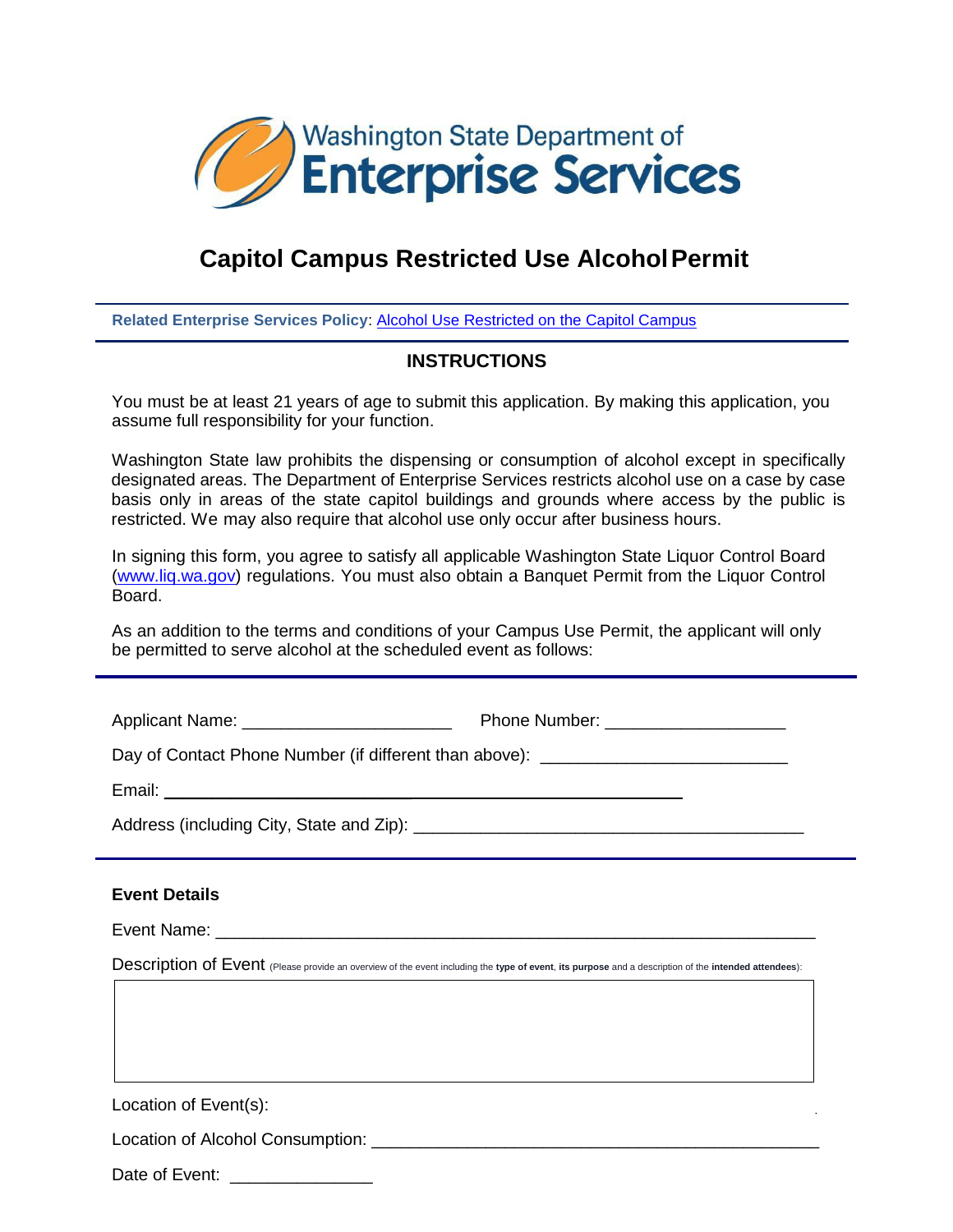Washington State Department of **Enterprise Services**

# Capitol Campus Restricted Use Alcohol Permit

**Related Enterprise Services Policy**: [Alcohol Use Restricted on the Capitol Campus]()

## INSTRUCTIONS

You must be at least 21 years of age to submit this application. By making this application, you assume full responsibility for your function.

Washington State law prohibits the dispensing or consumption of alcohol except in specifically designated areas. The Department of Enterprise Services restricts alcohol use on a case by case basis only in areas of the state capitol buildings and grounds where access by the public is restricted. We may also require that alcohol use only occur after business hours.

In signing this form, you agree to satisfy all applicable Washington State Liquor Control Board ([www.liq.wa.gov](www.liq.wa.gov)) regulations. You must also obtain a Banquet Permit from the Liquor Control Board.

As an addition to the terms and conditions of your Campus Use Permit, the applicant will only be permitted to serve alcohol at the scheduled event as follows:

---

Applicant Name: ______________________ Phone Number: ___________________

Day of Contact Phone Number (if different than above): __________________________

Email: _______________________________________________________

Address (including City, State and Zip): ________________________________________

---

**Event Details**

Event Name: _______________________________________________________________

Description of Event (Please provide an overview of the event including the **type of event**, **its purpose** and a description of the **intended attendees**):

Location of Event(s):

Location of Alcohol Consumption: _______________________________________________

Date of Event: _______________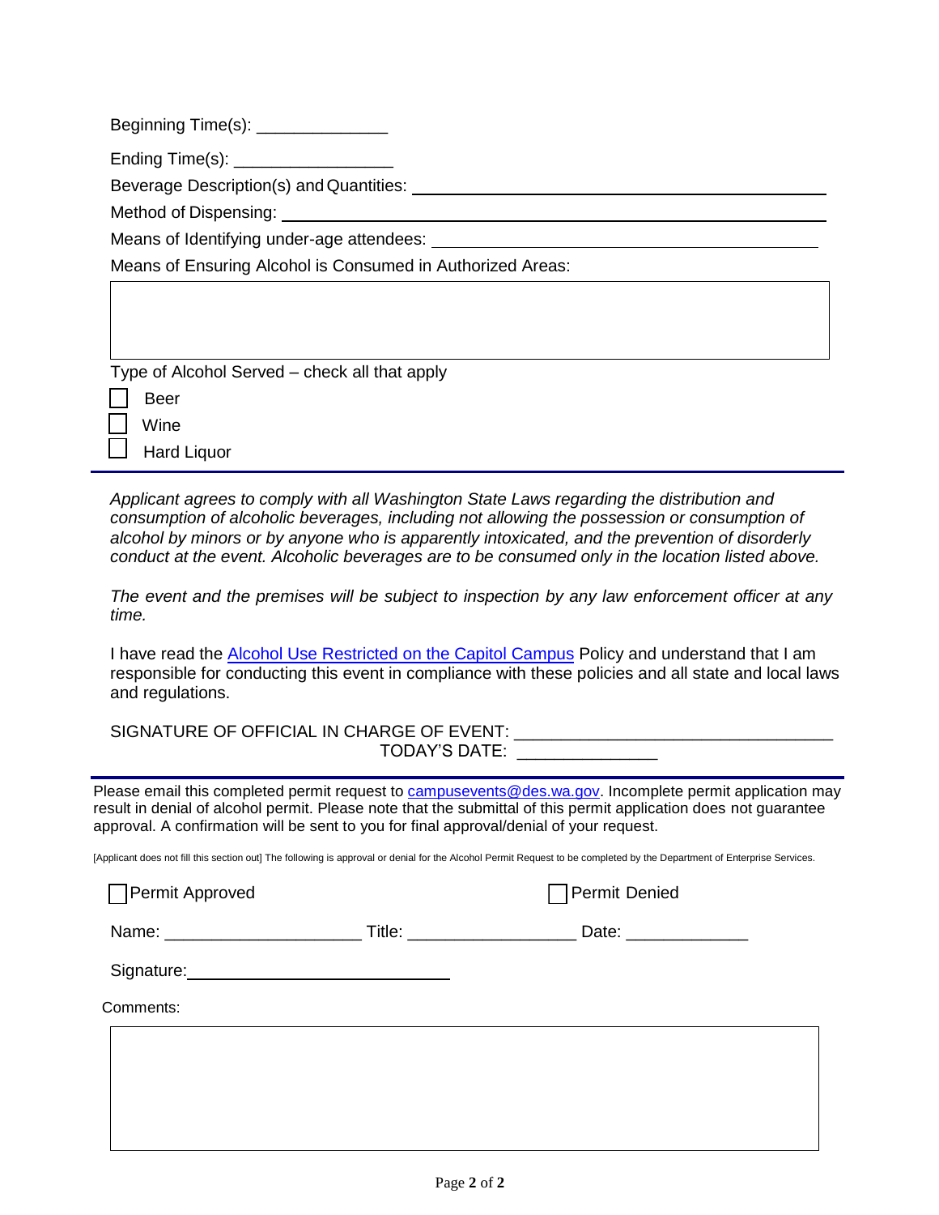Beginning Time(s): ______________

Ending Time(s): _________________

Beverage Description(s) and Quantities: ______________________________________________

Method of Dispensing: ______________________________________________

Means of Identifying under-age attendees: ______________________________________________

Means of Ensuring Alcohol is Consumed in Authorized Areas:

Type of Alcohol Served – check all that apply

☐ Beer

☐ Wine

☐ Hard Liquor

---

*Applicant agrees to comply with all Washington State Laws regarding the distribution and consumption of alcoholic beverages, including not allowing the possession or consumption of alcohol by minors or by anyone who is apparently intoxicated, and the prevention of disorderly conduct at the event. Alcoholic beverages are to be consumed only in the location listed above.*

*The event and the premises will be subject to inspection by any law enforcement officer at any time.*

I have read the [Alcohol Use Restricted on the Capitol Campus] Policy and understand that I am responsible for conducting this event in compliance with these policies and all state and local laws and regulations.

SIGNATURE OF OFFICIAL IN CHARGE OF EVENT: ______________________________________

TODAY'S DATE: _______________

---

Please email this completed permit request to campusevents@des.wa.gov. Incomplete permit application may result in denial of alcohol permit. Please note that the submittal of this permit application does not guarantee approval. A confirmation will be sent to you for final approval/denial of your request.

[Applicant does not fill this section out] The following is approval or denial for the Alcohol Permit Request to be completed by the Department of Enterprise Services.

☐ Permit Approved ☐ Permit Denied

Name: ____________________ Title: _________________ Date: _____________

Signature: ______________________________

Comments: